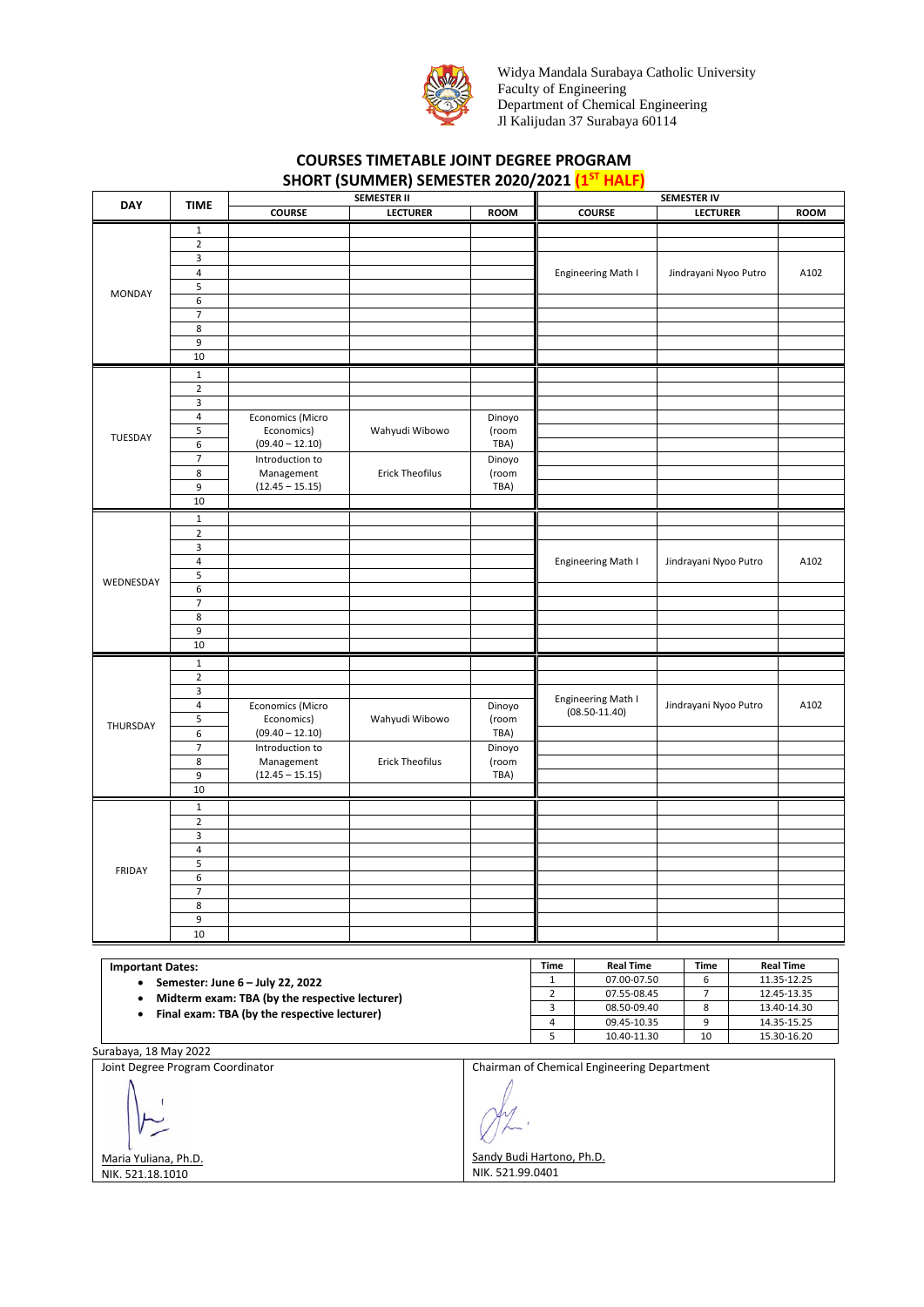Widya Mandala Surabaya Catholic University
Faculty of Engineering
Department of Chemical Engineering
Jl Kalijudan 37 Surabaya 60114

## COURSES TIMETABLE JOINT DEGREE PROGRAM
## SHORT (SUMMER) SEMESTER 2020/2021 (1ST HALF)

| DAY | TIME | SEMESTER II | | | SEMESTER IV | | |
|---|---|---|---|---|---|---|---|
| | | COURSE | LECTURER | ROOM | COURSE | LECTURER | ROOM |
| MONDAY | 1 | | | | | | |
| | 2 | | | | | | |
| | 3 | | | | Engineering Math I | Jindrayani Nyoo Putro | A102 |
| | 4 | | | | | | |
| | 5 | | | | | | |
| | 6 | | | | | | |
| | 7 | | | | | | |
| | 8 | | | | | | |
| | 9 | | | | | | |
| | 10 | | | | | | |
| TUESDAY | 1 | | | | | | |
| | 2 | | | | | | |
| | 3 | | | | | | |
| | 4 | Economics (Micro Economics) (09.40 – 12.10) | Wahyudi Wibowo | Dinoyo (room TBA) | | | |
| | 5 | | | | | | |
| | 6 | | | | | | |
| | 7 | Introduction to Management (12.45 – 15.15) | Erick Theofilus | Dinoyo (room TBA) | | | |
| | 8 | | | | | | |
| | 9 | | | | | | |
| | 10 | | | | | | |
| WEDNESDAY | 1 | | | | | | |
| | 2 | | | | | | |
| | 3 | | | | Engineering Math I | Jindrayani Nyoo Putro | A102 |
| | 4 | | | | | | |
| | 5 | | | | | | |
| | 6 | | | | | | |
| | 7 | | | | | | |
| | 8 | | | | | | |
| | 9 | | | | | | |
| | 10 | | | | | | |
| THURSDAY | 1 | | | | | | |
| | 2 | | | | | | |
| | 3 | | | | Engineering Math I (08.50-11.40) | Jindrayani Nyoo Putro | A102 |
| | 4 | Economics (Micro Economics) (09.40 – 12.10) | Wahyudi Wibowo | Dinoyo (room TBA) | | | |
| | 5 | | | | | | |
| | 6 | | | | | | |
| | 7 | Introduction to Management (12.45 – 15.15) | Erick Theofilus | Dinoyo (room TBA) | | | |
| | 8 | | | | | | |
| | 9 | | | | | | |
| | 10 | | | | | | |
| FRIDAY | 1 | | | | | | |
| | 2 | | | | | | |
| | 3 | | | | | | |
| | 4 | | | | | | |
| | 5 | | | | | | |
| | 6 | | | | | | |
| | 7 | | | | | | |
| | 8 | | | | | | |
| | 9 | | | | | | |
| | 10 | | | | | | |

**Important Dates:**

- **Semester: June 6 – July 22, 2022**
- **Midterm exam: TBA (by the respective lecturer)**
- **Final exam: TBA (by the respective lecturer)**

| Time | Real Time | Time | Real Time |
|---|---|---|---|
| 1 | 07.00-07.50 | 6 | 11.35-12.25 |
| 2 | 07.55-08.45 | 7 | 12.45-13.35 |
| 3 | 08.50-09.40 | 8 | 13.40-14.30 |
| 4 | 09.45-10.35 | 9 | 14.35-15.25 |
| 5 | 10.40-11.30 | 10 | 15.30-16.20 |

Surabaya, 18 May 2022

| Joint Degree Program Coordinator | Chairman of Chemical Engineering Department |
|---|---|
| Maria Yuliana, Ph.D. | Sandy Budi Hartono, Ph.D. |
| NIK. 521.18.1010 | NIK. 521.99.0401 |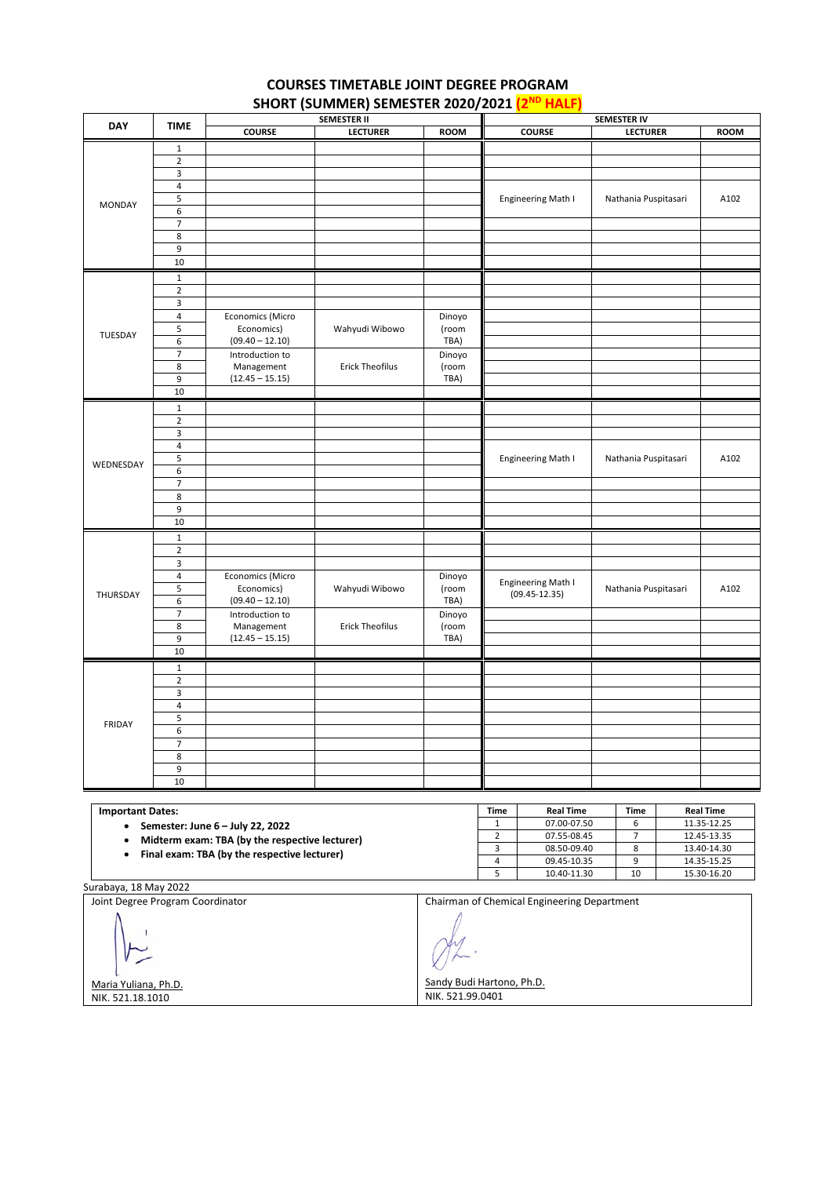# COURSES TIMETABLE JOINT DEGREE PROGRAM

## SHORT (SUMMER) SEMESTER 2020/2021 (2ND HALF)

| DAY | TIME | SEMESTER II | | | SEMESTER IV | | |
|---|---|---|---|---|---|---|---|
| | | COURSE | LECTURER | ROOM | COURSE | LECTURER | ROOM |
| MONDAY | 1 | | | | | | |
| | 2 | | | | | | |
| | 3 | | | | | | |
| | 4 | | | | Engineering Math I | Nathania Puspitasari | A102 |
| | 5 | | | | | | |
| | 6 | | | | | | |
| | 7 | | | | | | |
| | 8 | | | | | | |
| | 9 | | | | | | |
| | 10 | | | | | | |
| TUESDAY | 1 | | | | | | |
| | 2 | | | | | | |
| | 3 | | | | | | |
| | 4 | Economics (Micro Economics) (09.40 – 12.10) | Wahyudi Wibowo | Dinoyo (room TBA) | | | |
| | 5 | | | | | | |
| | 6 | | | | | | |
| | 7 | Introduction to Management (12.45 – 15.15) | Erick Theofilus | Dinoyo (room TBA) | | | |
| | 8 | | | | | | |
| | 9 | | | | | | |
| | 10 | | | | | | |
| WEDNESDAY | 1 | | | | | | |
| | 2 | | | | | | |
| | 3 | | | | | | |
| | 4 | | | | Engineering Math I | Nathania Puspitasari | A102 |
| | 5 | | | | | | |
| | 6 | | | | | | |
| | 7 | | | | | | |
| | 8 | | | | | | |
| | 9 | | | | | | |
| | 10 | | | | | | |
| THURSDAY | 1 | | | | | | |
| | 2 | | | | | | |
| | 3 | | | | | | |
| | 4 | Economics (Micro Economics) (09.40 – 12.10) | Wahyudi Wibowo | Dinoyo (room TBA) | Engineering Math I (09.45-12.35) | Nathania Puspitasari | A102 |
| | 5 | | | | | | |
| | 6 | | | | | | |
| | 7 | Introduction to Management (12.45 – 15.15) | Erick Theofilus | Dinoyo (room TBA) | | | |
| | 8 | | | | | | |
| | 9 | | | | | | |
| | 10 | | | | | | |
| FRIDAY | 1 | | | | | | |
| | 2 | | | | | | |
| | 3 | | | | | | |
| | 4 | | | | | | |
| | 5 | | | | | | |
| | 6 | | | | | | |
| | 7 | | | | | | |
| | 8 | | | | | | |
| | 9 | | | | | | |
| | 10 | | | | | | |

**Important Dates:**

- **Semester: June 6 – July 22, 2022**
- **Midterm exam: TBA (by the respective lecturer)**
- **Final exam: TBA (by the respective lecturer)**

| Time | Real Time | Time | Real Time |
|---|---|---|---|
| 1 | 07.00-07.50 | 6 | 11.35-12.25 |
| 2 | 07.55-08.45 | 7 | 12.45-13.35 |
| 3 | 08.50-09.40 | 8 | 13.40-14.30 |
| 4 | 09.45-10.35 | 9 | 14.35-15.25 |
| 5 | 10.40-11.30 | 10 | 15.30-16.20 |

Surabaya, 18 May 2022

| Joint Degree Program Coordinator | Chairman of Chemical Engineering Department |
|---|---|
| Maria Yuliana, Ph.D. | Sandy Budi Hartono, Ph.D. |
| NIK. 521.18.1010 | NIK. 521.99.0401 |